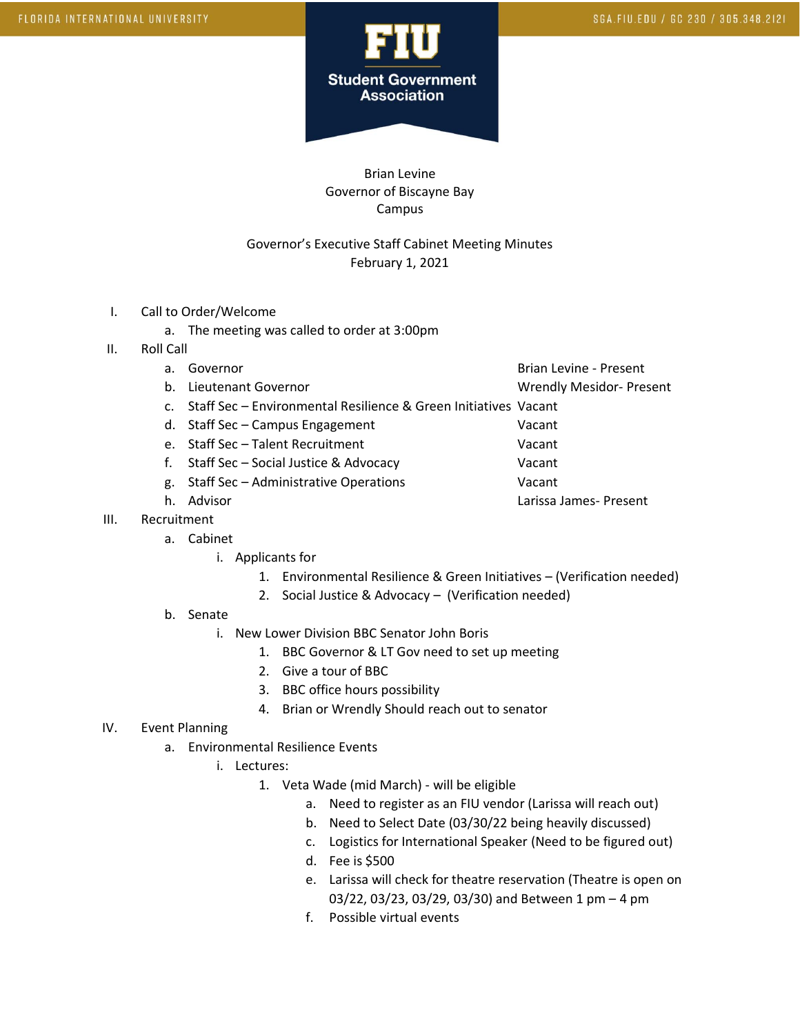FIU Student Government Association

Brian Levine
Governor of Biscayne Bay Campus

Governor's Executive Staff Cabinet Meeting Minutes
February 1, 2021

I. Call to Order/Welcome
   a. The meeting was called to order at 3:00pm

II. Roll Call
   a. Governor — Brian Levine - Present
   b. Lieutenant Governor — Wrendly Mesidor- Present
   c. Staff Sec – Environmental Resilience & Green Initiatives — Vacant
   d. Staff Sec – Campus Engagement — Vacant
   e. Staff Sec – Talent Recruitment — Vacant
   f. Staff Sec – Social Justice & Advocacy — Vacant
   g. Staff Sec – Administrative Operations — Vacant
   h. Advisor — Larissa James- Present

III. Recruitment
   a. Cabinet
      i. Applicants for
         1. Environmental Resilience & Green Initiatives – (Verification needed)
         2. Social Justice & Advocacy – (Verification needed)
   b. Senate
      i. New Lower Division BBC Senator John Boris
         1. BBC Governor & LT Gov need to set up meeting
         2. Give a tour of BBC
         3. BBC office hours possibility
         4. Brian or Wrendly Should reach out to senator

IV. Event Planning
   a. Environmental Resilience Events
      i. Lectures:
         1. Veta Wade (mid March) - will be eligible
            a. Need to register as an FIU vendor (Larissa will reach out)
            b. Need to Select Date (03/30/22 being heavily discussed)
            c. Logistics for International Speaker (Need to be figured out)
            d. Fee is $500
            e. Larissa will check for theatre reservation (Theatre is open on 03/22, 03/23, 03/29, 03/30) and Between 1 pm – 4 pm
            f. Possible virtual events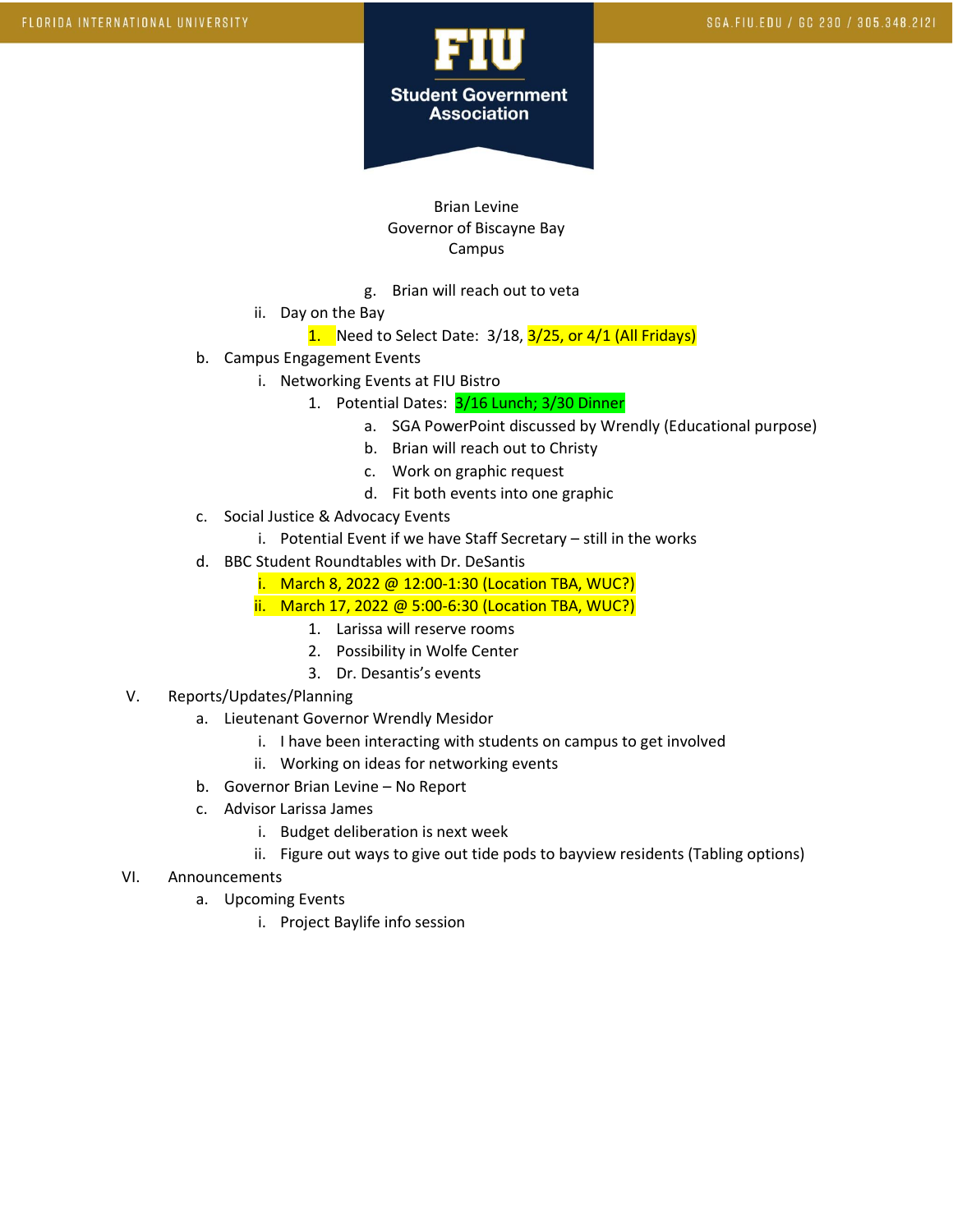Brian Levine
Governor of Biscayne Bay
Campus

g. Brian will reach out to veta

ii. Day on the Bay

1. Need to Select Date: 3/18, 3/25, or 4/1 (All Fridays)

b. Campus Engagement Events

i. Networking Events at FIU Bistro

1. Potential Dates: 3/16 Lunch; 3/30 Dinner

a. SGA PowerPoint discussed by Wrendly (Educational purpose)

b. Brian will reach out to Christy

c. Work on graphic request

d. Fit both events into one graphic

c. Social Justice & Advocacy Events

i. Potential Event if we have Staff Secretary – still in the works

d. BBC Student Roundtables with Dr. DeSantis

i. March 8, 2022 @ 12:00-1:30 (Location TBA, WUC?)

ii. March 17, 2022 @ 5:00-6:30 (Location TBA, WUC?)

1. Larissa will reserve rooms
2. Possibility in Wolfe Center
3. Dr. Desantis's events

V. Reports/Updates/Planning

a. Lieutenant Governor Wrendly Mesidor

i. I have been interacting with students on campus to get involved

ii. Working on ideas for networking events

b. Governor Brian Levine – No Report

c. Advisor Larissa James

i. Budget deliberation is next week

ii. Figure out ways to give out tide pods to bayview residents (Tabling options)

VI. Announcements

a. Upcoming Events

i. Project Baylife info session